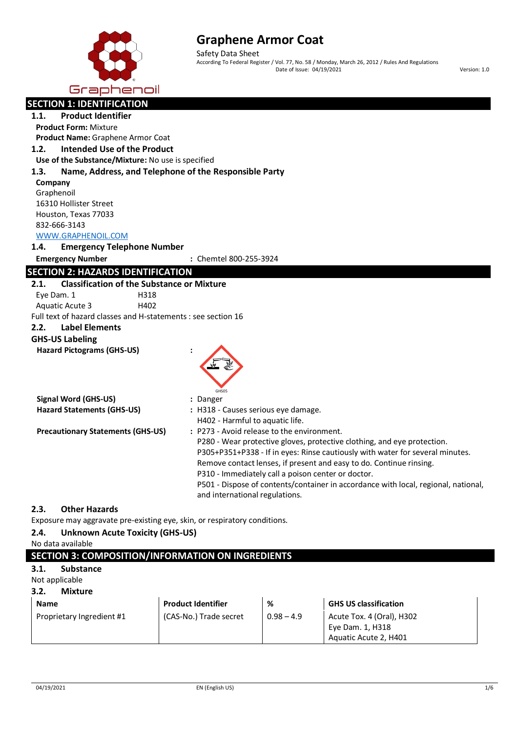# Graphene Armor Coat

Safety Data Sheet

According To Federal Register / Vol. 77, No. 58 / Monday, March 26, 2012 / Rules And Regulations

Date of Issue: 04/19/2021

Version: 1.0

## SECTION 1: IDENTIFICATION

### 1.1. Product Identifier

**Product Form:** Mixture

**Product Name:** Graphene Armor Coat

### 1.2. Intended Use of the Product

**Use of the Substance/Mixture:** No use is specified

### 1.3. Name, Address, and Telephone of the Responsible Party

**Company**

Graphenoil
16310 Hollister Street
Houston, Texas 77033
832-666-3143
WWW.GRAPHENOIL.COM

### 1.4. Emergency Telephone Number

**Emergency Number** : Chemtel 800-255-3924

## SECTION 2: HAZARDS IDENTIFICATION

### 2.1. Classification of the Substance or Mixture

Eye Dam. 1 H318
Aquatic Acute 3 H402

Full text of hazard classes and H-statements : see section 16

### 2.2. Label Elements

**GHS-US Labeling**

**Hazard Pictograms (GHS-US)** :

GHS05

**Signal Word (GHS-US)** : Danger

**Hazard Statements (GHS-US)** : H318 - Causes serious eye damage.
H402 - Harmful to aquatic life.

**Precautionary Statements (GHS-US)** : P273 - Avoid release to the environment.
P280 - Wear protective gloves, protective clothing, and eye protection.
P305+P351+P338 - If in eyes: Rinse cautiously with water for several minutes. Remove contact lenses, if present and easy to do. Continue rinsing.
P310 - Immediately call a poison center or doctor.
P501 - Dispose of contents/container in accordance with local, regional, national, and international regulations.

### 2.3. Other Hazards

Exposure may aggravate pre-existing eye, skin, or respiratory conditions.

### 2.4. Unknown Acute Toxicity (GHS-US)

No data available

## SECTION 3: COMPOSITION/INFORMATION ON INGREDIENTS

### 3.1. Substance

Not applicable

### 3.2. Mixture

| Name | Product Identifier | % | GHS US classification |
|---|---|---|---|
| Proprietary Ingredient #1 | (CAS-No.) Trade secret | 0.98 – 4.9 | Acute Tox. 4 (Oral), H302<br>Eye Dam. 1, H318<br>Aquatic Acute 2, H401 |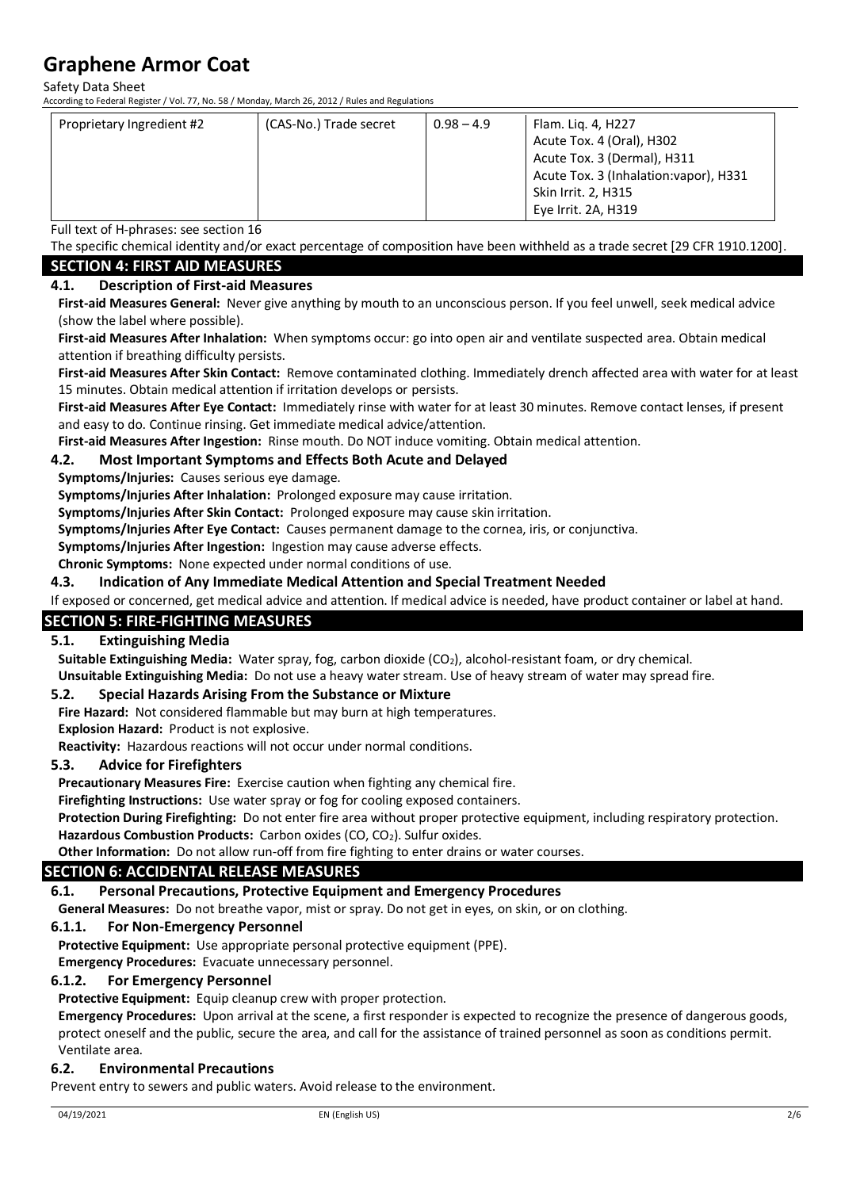| Proprietary Ingredient #2 | (CAS-No.) Trade secret | 0.98 – 4.9 | Flam. Liq. 4, H227<br>Acute Tox. 4 (Oral), H302<br>Acute Tox. 3 (Dermal), H311<br>Acute Tox. 3 (Inhalation:vapor), H331<br>Skin Irrit. 2, H315<br>Eye Irrit. 2A, H319 |
|---|---|---|---|

Full text of H-phrases: see section 16

The specific chemical identity and/or exact percentage of composition have been withheld as a trade secret [29 CFR 1910.1200].

## SECTION 4: FIRST AID MEASURES

### 4.1. Description of First-aid Measures

**First-aid Measures General:** Never give anything by mouth to an unconscious person. If you feel unwell, seek medical advice (show the label where possible).

**First-aid Measures After Inhalation:** When symptoms occur: go into open air and ventilate suspected area. Obtain medical attention if breathing difficulty persists.

**First-aid Measures After Skin Contact:** Remove contaminated clothing. Immediately drench affected area with water for at least 15 minutes. Obtain medical attention if irritation develops or persists.

**First-aid Measures After Eye Contact:** Immediately rinse with water for at least 30 minutes. Remove contact lenses, if present and easy to do. Continue rinsing. Get immediate medical advice/attention.

**First-aid Measures After Ingestion:** Rinse mouth. Do NOT induce vomiting. Obtain medical attention.

### 4.2. Most Important Symptoms and Effects Both Acute and Delayed

**Symptoms/Injuries:** Causes serious eye damage.

**Symptoms/Injuries After Inhalation:** Prolonged exposure may cause irritation.

**Symptoms/Injuries After Skin Contact:** Prolonged exposure may cause skin irritation.

**Symptoms/Injuries After Eye Contact:** Causes permanent damage to the cornea, iris, or conjunctiva.

**Symptoms/Injuries After Ingestion:** Ingestion may cause adverse effects.

**Chronic Symptoms:** None expected under normal conditions of use.

### 4.3. Indication of Any Immediate Medical Attention and Special Treatment Needed

If exposed or concerned, get medical advice and attention. If medical advice is needed, have product container or label at hand.

## SECTION 5: FIRE-FIGHTING MEASURES

### 5.1. Extinguishing Media

**Suitable Extinguishing Media:** Water spray, fog, carbon dioxide ($CO_2$), alcohol-resistant foam, or dry chemical.

**Unsuitable Extinguishing Media:** Do not use a heavy water stream. Use of heavy stream of water may spread fire.

### 5.2. Special Hazards Arising From the Substance or Mixture

**Fire Hazard:** Not considered flammable but may burn at high temperatures.

**Explosion Hazard:** Product is not explosive.

**Reactivity:** Hazardous reactions will not occur under normal conditions.

### 5.3. Advice for Firefighters

**Precautionary Measures Fire:** Exercise caution when fighting any chemical fire.

**Firefighting Instructions:** Use water spray or fog for cooling exposed containers.

**Protection During Firefighting:** Do not enter fire area without proper protective equipment, including respiratory protection.

**Hazardous Combustion Products:** Carbon oxides ($CO$, $CO_2$). Sulfur oxides.

**Other Information:** Do not allow run-off from fire fighting to enter drains or water courses.

## SECTION 6: ACCIDENTAL RELEASE MEASURES

### 6.1. Personal Precautions, Protective Equipment and Emergency Procedures

**General Measures:** Do not breathe vapor, mist or spray. Do not get in eyes, on skin, or on clothing.

#### 6.1.1. For Non-Emergency Personnel

**Protective Equipment:** Use appropriate personal protective equipment (PPE).

**Emergency Procedures:** Evacuate unnecessary personnel.

#### 6.1.2. For Emergency Personnel

**Protective Equipment:** Equip cleanup crew with proper protection.

**Emergency Procedures:** Upon arrival at the scene, a first responder is expected to recognize the presence of dangerous goods, protect oneself and the public, secure the area, and call for the assistance of trained personnel as soon as conditions permit. Ventilate area.

### 6.2. Environmental Precautions

Prevent entry to sewers and public waters. Avoid release to the environment.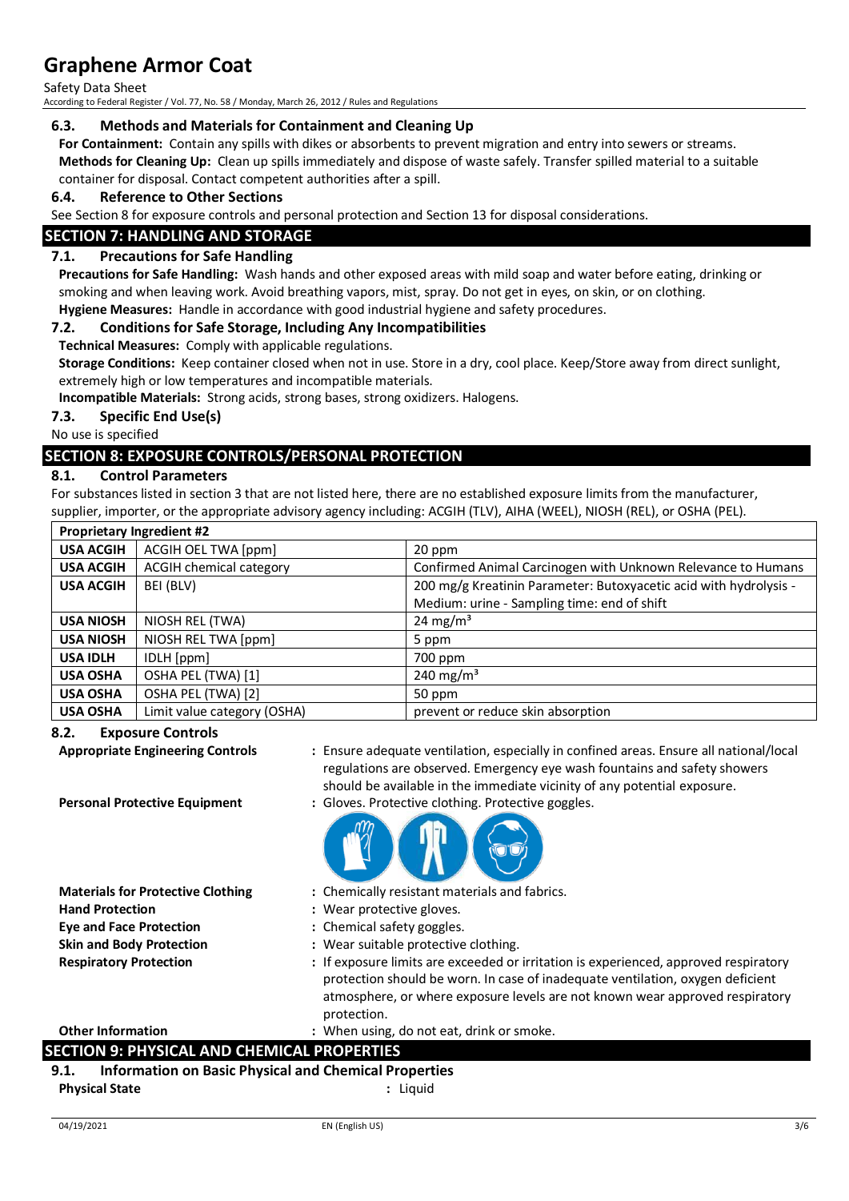### 6.3. Methods and Materials for Containment and Cleaning Up

**For Containment:** Contain any spills with dikes or absorbents to prevent migration and entry into sewers or streams.

**Methods for Cleaning Up:** Clean up spills immediately and dispose of waste safely. Transfer spilled material to a suitable container for disposal. Contact competent authorities after a spill.

### 6.4. Reference to Other Sections

See Section 8 for exposure controls and personal protection and Section 13 for disposal considerations.

## SECTION 7: HANDLING AND STORAGE

### 7.1. Precautions for Safe Handling

**Precautions for Safe Handling:** Wash hands and other exposed areas with mild soap and water before eating, drinking or smoking and when leaving work. Avoid breathing vapors, mist, spray. Do not get in eyes, on skin, or on clothing.

**Hygiene Measures:** Handle in accordance with good industrial hygiene and safety procedures.

### 7.2. Conditions for Safe Storage, Including Any Incompatibilities

**Technical Measures:** Comply with applicable regulations.

**Storage Conditions:** Keep container closed when not in use. Store in a dry, cool place. Keep/Store away from direct sunlight, extremely high or low temperatures and incompatible materials.

**Incompatible Materials:** Strong acids, strong bases, strong oxidizers. Halogens.

### 7.3. Specific End Use(s)

No use is specified

## SECTION 8: EXPOSURE CONTROLS/PERSONAL PROTECTION

### 8.1. Control Parameters

For substances listed in section 3 that are not listed here, there are no established exposure limits from the manufacturer, supplier, importer, or the appropriate advisory agency including: ACGIH (TLV), AIHA (WEEL), NIOSH (REL), or OSHA (PEL).

| **Proprietary Ingredient #2** | | |
|---|---|---|
| **USA ACGIH** | ACGIH OEL TWA [ppm] | 20 ppm |
| **USA ACGIH** | ACGIH chemical category | Confirmed Animal Carcinogen with Unknown Relevance to Humans |
| **USA ACGIH** | BEI (BLV) | 200 mg/g Kreatinin Parameter: Butoxyacetic acid with hydrolysis - Medium: urine - Sampling time: end of shift |
| **USA NIOSH** | NIOSH REL (TWA) | 24 mg/m³ |
| **USA NIOSH** | NIOSH REL TWA [ppm] | 5 ppm |
| **USA IDLH** | IDLH [ppm] | 700 ppm |
| **USA OSHA** | OSHA PEL (TWA) [1] | 240 mg/m³ |
| **USA OSHA** | OSHA PEL (TWA) [2] | 50 ppm |
| **USA OSHA** | Limit value category (OSHA) | prevent or reduce skin absorption |

### 8.2. Exposure Controls

**Appropriate Engineering Controls** : Ensure adequate ventilation, especially in confined areas. Ensure all national/local regulations are observed. Emergency eye wash fountains and safety showers should be available in the immediate vicinity of any potential exposure.

**Personal Protective Equipment** : Gloves. Protective clothing. Protective goggles.

**Materials for Protective Clothing** : Chemically resistant materials and fabrics.

**Hand Protection** : Wear protective gloves.

**Eye and Face Protection** : Chemical safety goggles.

**Skin and Body Protection** : Wear suitable protective clothing.

**Respiratory Protection** : If exposure limits are exceeded or irritation is experienced, approved respiratory protection should be worn. In case of inadequate ventilation, oxygen deficient atmosphere, or where exposure levels are not known wear approved respiratory protection.

**Other Information** : When using, do not eat, drink or smoke.

## SECTION 9: PHYSICAL AND CHEMICAL PROPERTIES

### 9.1. Information on Basic Physical and Chemical Properties

**Physical State** : Liquid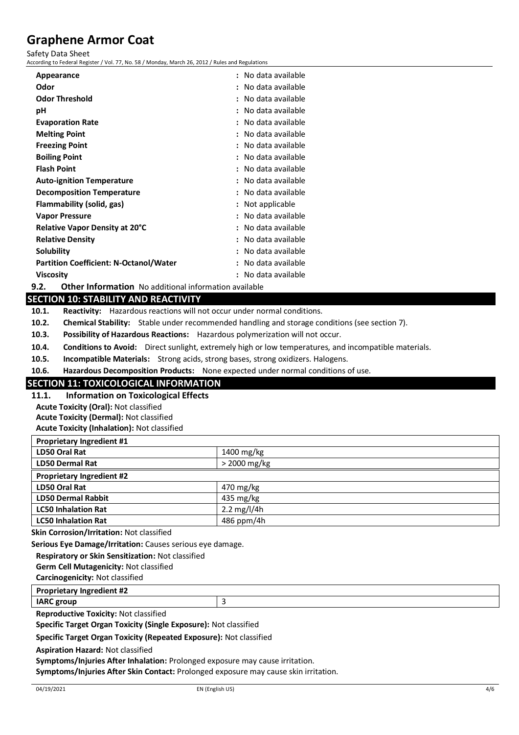| | |
|---|---|
| **Appearance** | : No data available |
| **Odor** | : No data available |
| **Odor Threshold** | : No data available |
| **pH** | : No data available |
| **Evaporation Rate** | : No data available |
| **Melting Point** | : No data available |
| **Freezing Point** | : No data available |
| **Boiling Point** | : No data available |
| **Flash Point** | : No data available |
| **Auto-ignition Temperature** | : No data available |
| **Decomposition Temperature** | : No data available |
| **Flammability (solid, gas)** | : Not applicable |
| **Vapor Pressure** | : No data available |
| **Relative Vapor Density at 20°C** | : No data available |
| **Relative Density** | : No data available |
| **Solubility** | : No data available |
| **Partition Coefficient: N-Octanol/Water** | : No data available |
| **Viscosity** | : No data available |

**9.2. Other Information** No additional information available

## SECTION 10: STABILITY AND REACTIVITY

**10.1. Reactivity:** Hazardous reactions will not occur under normal conditions.

**10.2. Chemical Stability:** Stable under recommended handling and storage conditions (see section 7).

**10.3. Possibility of Hazardous Reactions:** Hazardous polymerization will not occur.

**10.4. Conditions to Avoid:** Direct sunlight, extremely high or low temperatures, and incompatible materials.

**10.5. Incompatible Materials:** Strong acids, strong bases, strong oxidizers. Halogens.

**10.6. Hazardous Decomposition Products:** None expected under normal conditions of use.

## SECTION 11: TOXICOLOGICAL INFORMATION

### 11.1. Information on Toxicological Effects

**Acute Toxicity (Oral):** Not classified

**Acute Toxicity (Dermal):** Not classified

**Acute Toxicity (Inhalation):** Not classified

| **Proprietary Ingredient #1** | |
|---|---|
| **LD50 Oral Rat** | 1400 mg/kg |
| **LD50 Dermal Rat** | > 2000 mg/kg |
| **Proprietary Ingredient #2** | |
| **LD50 Oral Rat** | 470 mg/kg |
| **LD50 Dermal Rabbit** | 435 mg/kg |
| **LC50 Inhalation Rat** | 2.2 mg/l/4h |
| **LC50 Inhalation Rat** | 486 ppm/4h |

**Skin Corrosion/Irritation:** Not classified

**Serious Eye Damage/Irritation:** Causes serious eye damage.

**Respiratory or Skin Sensitization:** Not classified

**Germ Cell Mutagenicity:** Not classified

**Carcinogenicity:** Not classified

| **Proprietary Ingredient #2** | |
|---|---|
| **IARC group** | 3 |

**Reproductive Toxicity:** Not classified

**Specific Target Organ Toxicity (Single Exposure):** Not classified

**Specific Target Organ Toxicity (Repeated Exposure):** Not classified

**Aspiration Hazard:** Not classified

**Symptoms/Injuries After Inhalation:** Prolonged exposure may cause irritation.

**Symptoms/Injuries After Skin Contact:** Prolonged exposure may cause skin irritation.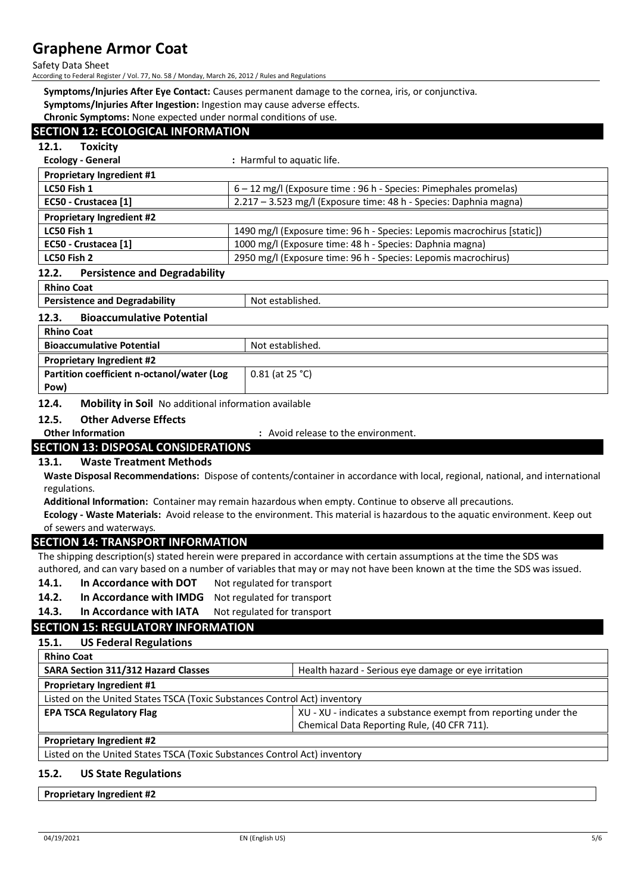**Symptoms/Injuries After Eye Contact:** Causes permanent damage to the cornea, iris, or conjunctiva.

**Symptoms/Injuries After Ingestion:** Ingestion may cause adverse effects.

**Chronic Symptoms:** None expected under normal conditions of use.

## SECTION 12: ECOLOGICAL INFORMATION

### 12.1. Toxicity

**Ecology - General** : Harmful to aquatic life.

| Proprietary Ingredient #1 | |
|---|---|
| LC50 Fish 1 | 6 – 12 mg/l (Exposure time : 96 h - Species: Pimephales promelas) |
| EC50 - Crustacea [1] | 2.217 – 3.523 mg/l (Exposure time: 48 h - Species: Daphnia magna) |
| **Proprietary Ingredient #2** | |
| LC50 Fish 1 | 1490 mg/l (Exposure time: 96 h - Species: Lepomis macrochirus [static]) |
| EC50 - Crustacea [1] | 1000 mg/l (Exposure time: 48 h - Species: Daphnia magna) |
| LC50 Fish 2 | 2950 mg/l (Exposure time: 96 h - Species: Lepomis macrochirus) |

### 12.2. Persistence and Degradability

| Rhino Coat | |
|---|---|
| Persistence and Degradability | Not established. |

### 12.3. Bioaccumulative Potential

| Rhino Coat | |
|---|---|
| Bioaccumulative Potential | Not established. |
| **Proprietary Ingredient #2** | |
| Partition coefficient n-octanol/water (Log Pow) | 0.81 (at 25 °C) |

### 12.4. Mobility in Soil No additional information available

### 12.5. Other Adverse Effects

**Other Information** : Avoid release to the environment.

## SECTION 13: DISPOSAL CONSIDERATIONS

### 13.1. Waste Treatment Methods

**Waste Disposal Recommendations:** Dispose of contents/container in accordance with local, regional, national, and international regulations.

**Additional Information:** Container may remain hazardous when empty. Continue to observe all precautions.

**Ecology - Waste Materials:** Avoid release to the environment. This material is hazardous to the aquatic environment. Keep out of sewers and waterways.

## SECTION 14: TRANSPORT INFORMATION

The shipping description(s) stated herein were prepared in accordance with certain assumptions at the time the SDS was authored, and can vary based on a number of variables that may or may not have been known at the time the SDS was issued.

**14.1. In Accordance with DOT** Not regulated for transport

**14.2. In Accordance with IMDG** Not regulated for transport

**14.3. In Accordance with IATA** Not regulated for transport

## SECTION 15: REGULATORY INFORMATION

### 15.1. US Federal Regulations

| Rhino Coat | |
|---|---|
| SARA Section 311/312 Hazard Classes | Health hazard - Serious eye damage or eye irritation |
| **Proprietary Ingredient #1** | |
| Listed on the United States TSCA (Toxic Substances Control Act) inventory | |
| EPA TSCA Regulatory Flag | XU - XU - indicates a substance exempt from reporting under the Chemical Data Reporting Rule, (40 CFR 711). |
| **Proprietary Ingredient #2** | |
| Listed on the United States TSCA (Toxic Substances Control Act) inventory | |

### 15.2. US State Regulations

| Proprietary Ingredient #2 |
|---|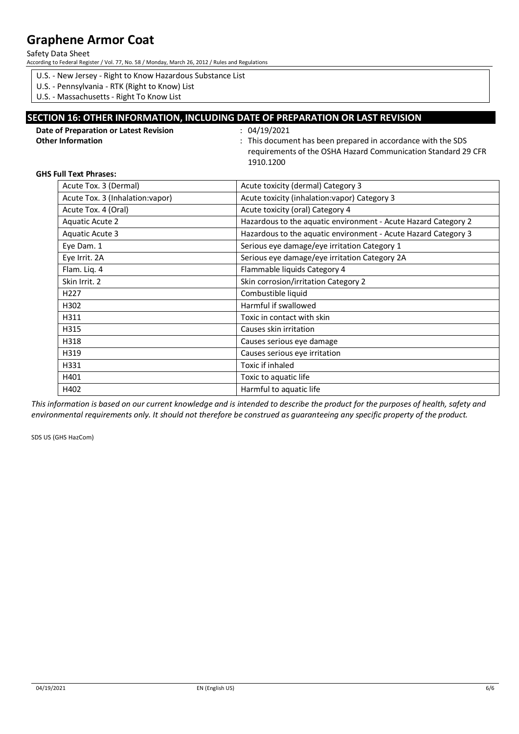U.S. - New Jersey - Right to Know Hazardous Substance List
U.S. - Pennsylvania - RTK (Right to Know) List
U.S. - Massachusetts - Right To Know List

## SECTION 16: OTHER INFORMATION, INCLUDING DATE OF PREPARATION OR LAST REVISION

**Date of Preparation or Latest Revision** : 04/19/2021

**Other Information** : This document has been prepared in accordance with the SDS requirements of the OSHA Hazard Communication Standard 29 CFR 1910.1200

**GHS Full Text Phrases:**

| | |
|---|---|
| Acute Tox. 3 (Dermal) | Acute toxicity (dermal) Category 3 |
| Acute Tox. 3 (Inhalation:vapor) | Acute toxicity (inhalation:vapor) Category 3 |
| Acute Tox. 4 (Oral) | Acute toxicity (oral) Category 4 |
| Aquatic Acute 2 | Hazardous to the aquatic environment - Acute Hazard Category 2 |
| Aquatic Acute 3 | Hazardous to the aquatic environment - Acute Hazard Category 3 |
| Eye Dam. 1 | Serious eye damage/eye irritation Category 1 |
| Eye Irrit. 2A | Serious eye damage/eye irritation Category 2A |
| Flam. Liq. 4 | Flammable liquids Category 4 |
| Skin Irrit. 2 | Skin corrosion/irritation Category 2 |
| H227 | Combustible liquid |
| H302 | Harmful if swallowed |
| H311 | Toxic in contact with skin |
| H315 | Causes skin irritation |
| H318 | Causes serious eye damage |
| H319 | Causes serious eye irritation |
| H331 | Toxic if inhaled |
| H401 | Toxic to aquatic life |
| H402 | Harmful to aquatic life |

*This information is based on our current knowledge and is intended to describe the product for the purposes of health, safety and environmental requirements only. It should not therefore be construed as guaranteeing any specific property of the product.*

SDS US (GHS HazCom)